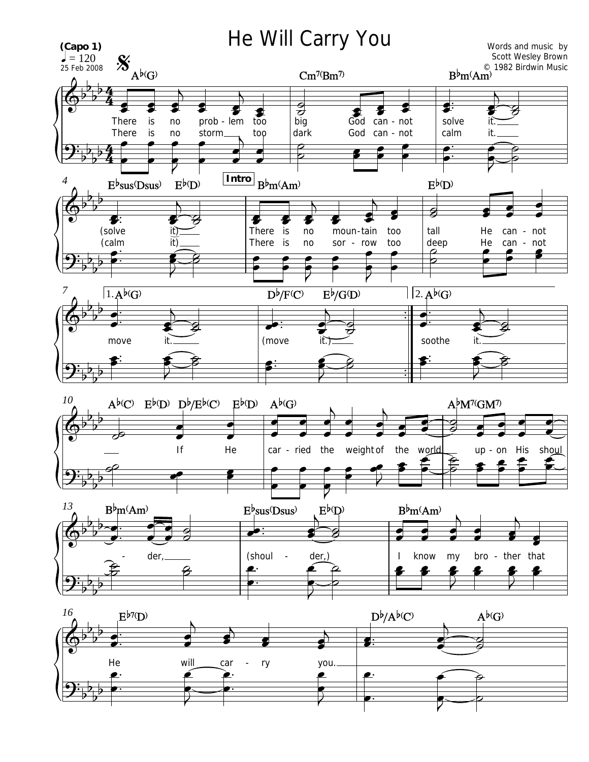# He Will Carry You

(Capo 1)

♩ = 120

25 Feb 2008

Words and music by Scott Wesley Brown

© 1982 Birdwin Music

Ab(G) — Cm7(Bm7) — Bbm(Am) — Ebsus(Dsus) — Eb(D)

There is no prob - lem too big God can - not solve it. (solve it)

There is no storm too dark God can - not calm it. (calm it)

**Intro**

Bbm(Am) — Eb(D) — 1. Ab(G) — Db/F(C) — Eb/G(D)

There is no moun - tain too tall He can - not move it. (move it.)

There is no sor - row too deep He can - not

2. Ab(G) — Ab(C) — Eb(D) — Db/Eb(C) — Eb(D)

soothe it. If He

Ab(G) — AbM7(GM7) — Bbm(Am) — Ebsus(Dsus) — Eb(D)

car - ried the weight of the world up - on His shoul - der, (shoul - der,)

Bbm(Am) — Eb7(D) — Db/Ab(C) — Ab(G)

I know my bro - ther that He will car - ry you.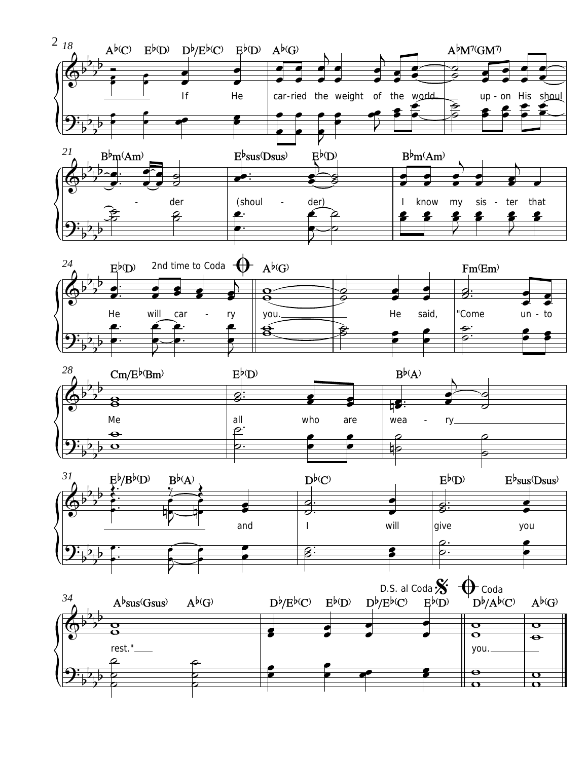18

A♭(C) E♭(D) D♭/E♭(C) E♭(D) A♭(G) A♭M7(GM7)

If He car-ried the weight of the world up-on His shoul

21

B♭m(Am) E♭sus(Dsus) E♭(D) B♭m(Am)

- der (shoul - der) I know my sis - ter that

24

E♭(D) 2nd time to Coda A♭(G) Fm(Em)

He will car - ry you. He said, "Come un - to

28

Cm/E♭(Bm) E♭(D) B♭(A)

Me all who are wea - ry

31

E♭/B♭(D) B♭(A) D♭(C) E♭(D) E♭sus(Dsus)

and I will give you

34

A♭sus(Gsus) A♭(G) D♭/E♭(C) E♭(D) D♭/E♭(C) E♭(D) D♭/A♭(C) A♭(G)

D.S. al Coda Coda

rest." you.